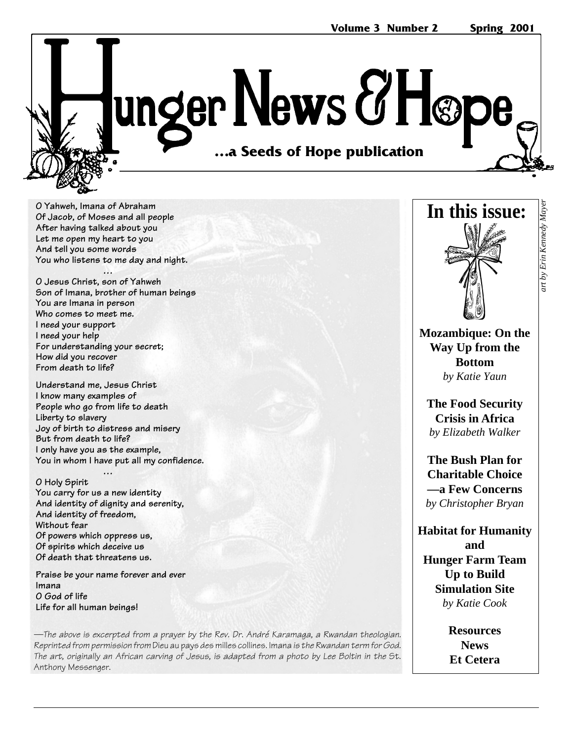# Hunger News & Hope

**...a Seeds of Hope publication**

**Volume 3 Number 2 Spring 2001**

**O Yahweh, Imana of Abraham**
**Of Jacob, of Moses and all people**
**After having talked about you**
**Let me open my heart to you**
**And tell you some words**
**You who listens to me day and night.**

**...**

**O Jesus Christ, son of Yahweh**
**Son of Imana, brother of human beings**
**You are Imana in person**
**Who comes to meet me.**
**I need your support**
**I need your help**
**For understanding your secret;**
**How did you recover**
**From death to life?**

**Understand me, Jesus Christ**
**I know many examples of**
**People who go from life to death**
**Liberty to slavery**
**Joy of birth to distress and misery**
**But from death to life?**
**I only have you as the example,**
**You in whom I have put all my confidence.**

**...**

**O Holy Spirit**
**You carry for us a new identity**
**And identity of dignity and serenity,**
**And identity of freedom,**
**Without fear**
**Of powers which oppress us,**
**Of spirits which deceive us**
**Of death that threatens us.**

**Praise be your name forever and ever**
**Imana**
**O God of life**
**Life for all human beings!**

*—The above is excerpted from a prayer by the Rev. Dr. André Karamaga, a Rwandan theologian. Reprinted from permission from* Dieu au pays des milles collines. *Imana is the Rwandan term for God. The art, originally an African carving of Jesus, is adapted from a photo by Lee Boltin in the St. Anthony Messenger.*

## In this issue:

*art by Erin Kennedy Mayer*

**Mozambique: On the Way Up from the Bottom**
*by Katie Yaun*

**The Food Security Crisis in Africa**
*by Elizabeth Walker*

**The Bush Plan for Charitable Choice —a Few Concerns**
*by Christopher Bryan*

**Habitat for Humanity and Hunger Farm Team Up to Build Simulation Site**
*by Katie Cook*

**Resources**
**News**
**Et Cetera**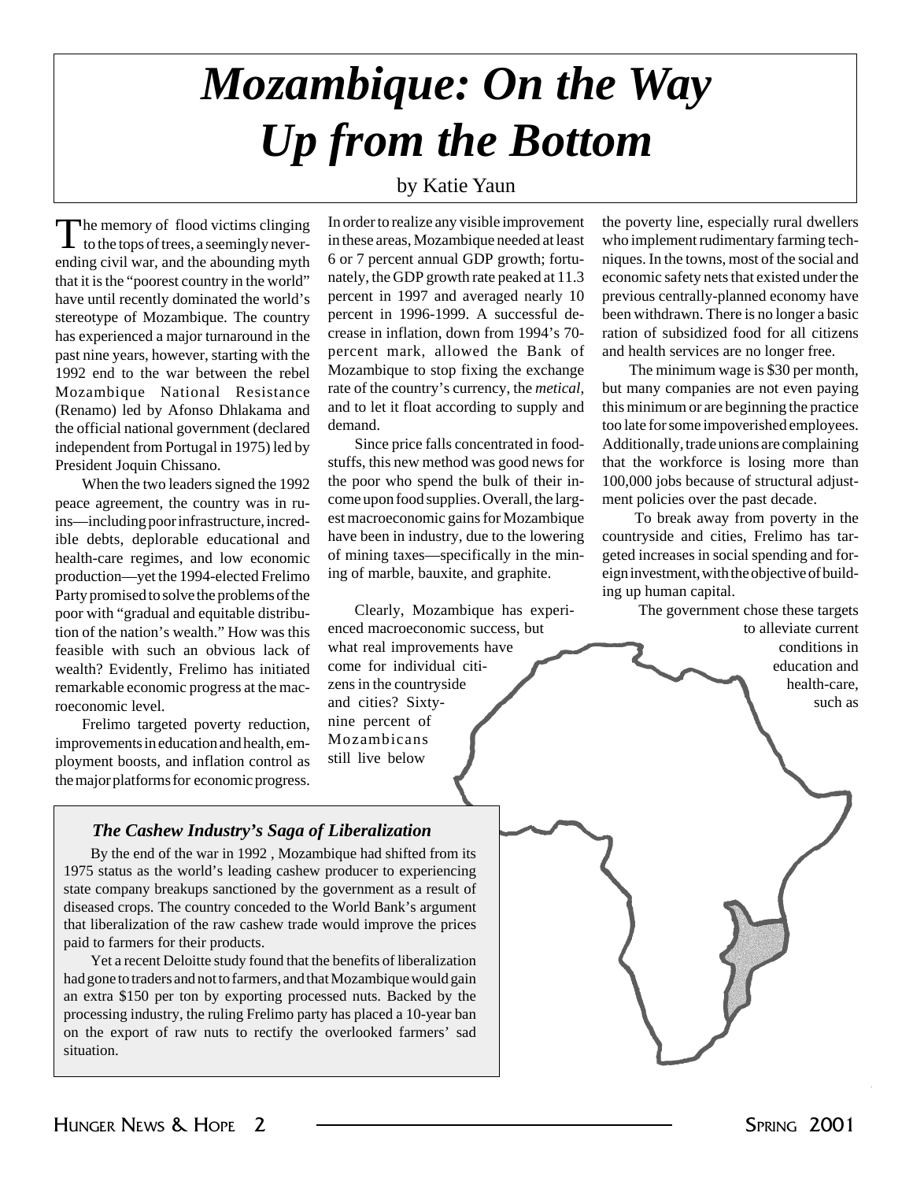// Mozambique: On the Way Up from the Bottom

*by Katie Yaun*

The memory of flood victims clinging to the tops of trees, a seemingly never-ending civil war, and the abounding myth that it is the "poorest country in the world" have until recently dominated the world's stereotype of Mozambique. The country has experienced a major turnaround in the past nine years, however, starting with the 1992 end to the war between the rebel Mozambique National Resistance (Renamo) led by Afonso Dhlakama and the official national government (declared independent from Portugal in 1975) led by President Joquin Chissano.

When the two leaders signed the 1992 peace agreement, the country was in ruins—including poor infrastructure, incredible debts, deplorable educational and health-care regimes, and low economic production—yet the 1994-elected Frelimo Party promised to solve the problems of the poor with "gradual and equitable distribution of the nation's wealth." How was this feasible with such an obvious lack of wealth? Evidently, Frelimo has initiated remarkable economic progress at the macroeconomic level.

Frelimo targeted poverty reduction, improvements in education and health, employment boosts, and inflation control as the major platforms for economic progress. In order to realize any visible improvement in these areas, Mozambique needed at least 6 or 7 percent annual GDP growth; fortunately, the GDP growth rate peaked at 11.3 percent in 1997 and averaged nearly 10 percent in 1996-1999. A successful decrease in inflation, down from 1994's 70-percent mark, allowed the Bank of Mozambique to stop fixing the exchange rate of the country's currency, the *metical*, and to let it float according to supply and demand.

Since price falls concentrated in foodstuffs, this new method was good news for the poor who spend the bulk of their income upon food supplies. Overall, the largest macroeconomic gains for Mozambique have been in industry, due to the lowering of mining taxes—specifically in the mining of marble, bauxite, and graphite.

Clearly, Mozambique has experienced macroeconomic success, but what real improvements have come for individual citizens in the countryside and cities? Sixty-nine percent of Mozambicans still live below the poverty line, especially rural dwellers who implement rudimentary farming techniques. In the towns, most of the social and economic safety nets that existed under the previous centrally-planned economy have been withdrawn. There is no longer a basic ration of subsidized food for all citizens and health services are no longer free.

The minimum wage is $30 per month, but many companies are not even paying this minimum or are beginning the practice too late for some impoverished employees. Additionally, trade unions are complaining that the workforce is losing more than 100,000 jobs because of structural adjustment policies over the past decade.

To break away from poverty in the countryside and cities, Frelimo has targeted increases in social spending and foreign investment, with the objective of building up human capital.

The government chose these targets to alleviate current conditions in education and health-care, such as

### The Cashew Industry's Saga of Liberalization

By the end of the war in 1992 , Mozambique had shifted from its 1975 status as the world's leading cashew producer to experiencing state company breakups sanctioned by the government as a result of diseased crops. The country conceded to the World Bank's argument that liberalization of the raw cashew trade would improve the prices paid to farmers for their products.

Yet a recent Deloitte study found that the benefits of liberalization had gone to traders and not to farmers, and that Mozambique would gain an extra $150 per ton by exporting processed nuts. Backed by the processing industry, the ruling Frelimo party has placed a 10-year ban on the export of raw nuts to rectify the overlooked farmers' sad situation.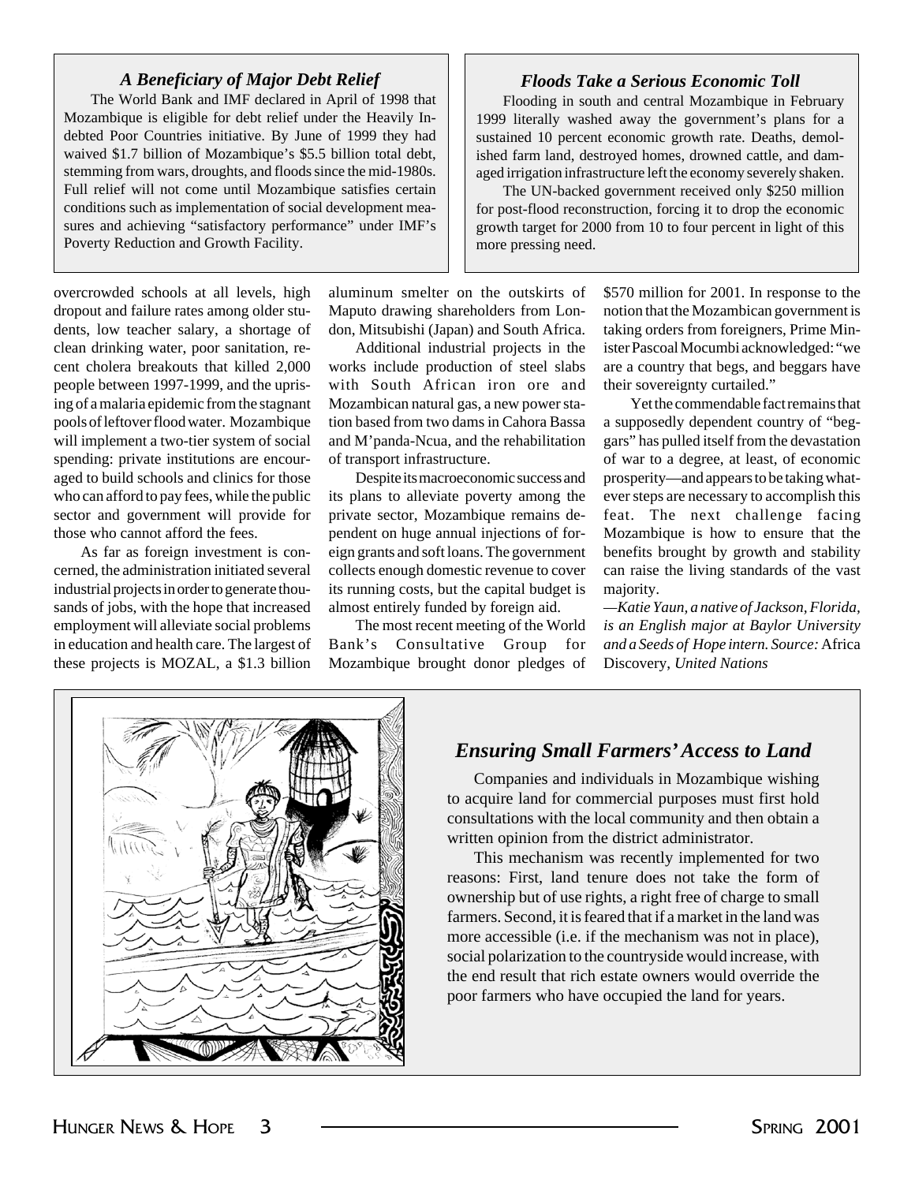### *A Beneficiary of Major Debt Relief*

The World Bank and IMF declared in April of 1998 that Mozambique is eligible for debt relief under the Heavily Indebted Poor Countries initiative. By June of 1999 they had waived $1.7 billion of Mozambique's $5.5 billion total debt, stemming from wars, droughts, and floods since the mid-1980s. Full relief will not come until Mozambique satisfies certain conditions such as implementation of social development measures and achieving "satisfactory performance" under IMF's Poverty Reduction and Growth Facility.

### *Floods Take a Serious Economic Toll*

Flooding in south and central Mozambique in February 1999 literally washed away the government's plans for a sustained 10 percent economic growth rate. Deaths, demolished farm land, destroyed homes, drowned cattle, and damaged irrigation infrastructure left the economy severely shaken.

The UN-backed government received only $250 million for post-flood reconstruction, forcing it to drop the economic growth target for 2000 from 10 to four percent in light of this more pressing need.

overcrowded schools at all levels, high dropout and failure rates among older students, low teacher salary, a shortage of clean drinking water, poor sanitation, recent cholera breakouts that killed 2,000 people between 1997-1999, and the uprising of a malaria epidemic from the stagnant pools of leftover flood water. Mozambique will implement a two-tier system of social spending: private institutions are encouraged to build schools and clinics for those who can afford to pay fees, while the public sector and government will provide for those who cannot afford the fees.

As far as foreign investment is concerned, the administration initiated several industrial projects in order to generate thousands of jobs, with the hope that increased employment will alleviate social problems in education and health care. The largest of these projects is MOZAL, a $1.3 billion aluminum smelter on the outskirts of Maputo drawing shareholders from London, Mitsubishi (Japan) and South Africa.

Additional industrial projects in the works include production of steel slabs with South African iron ore and Mozambican natural gas, a new power station based from two dams in Cahora Bassa and M'panda-Ncua, and the rehabilitation of transport infrastructure.

Despite its macroeconomic success and its plans to alleviate poverty among the private sector, Mozambique remains dependent on huge annual injections of foreign grants and soft loans. The government collects enough domestic revenue to cover its running costs, but the capital budget is almost entirely funded by foreign aid.

The most recent meeting of the World Bank's Consultative Group for Mozambique brought donor pledges of $570 million for 2001. In response to the notion that the Mozambican government is taking orders from foreigners, Prime Minister Pascoal Mocumbi acknowledged: "we are a country that begs, and beggars have their sovereignty curtailed."

Yet the commendable fact remains that a supposedly dependent country of "beggars" has pulled itself from the devastation of war to a degree, at least, of economic prosperity—and appears to be taking whatever steps are necessary to accomplish this feat. The next challenge facing Mozambique is how to ensure that the benefits brought by growth and stability can raise the living standards of the vast majority.

*—Katie Yaun, a native of Jackson, Florida, is an English major at Baylor University and a Seeds of Hope intern. Source:* Africa Discovery, *United Nations*

### *Ensuring Small Farmers' Access to Land*

Companies and individuals in Mozambique wishing to acquire land for commercial purposes must first hold consultations with the local community and then obtain a written opinion from the district administrator.

This mechanism was recently implemented for two reasons: First, land tenure does not take the form of ownership but of use rights, a right free of charge to small farmers. Second, it is feared that if a market in the land was more accessible (i.e. if the mechanism was not in place), social polarization to the countryside would increase, with the end result that rich estate owners would override the poor farmers who have occupied the land for years.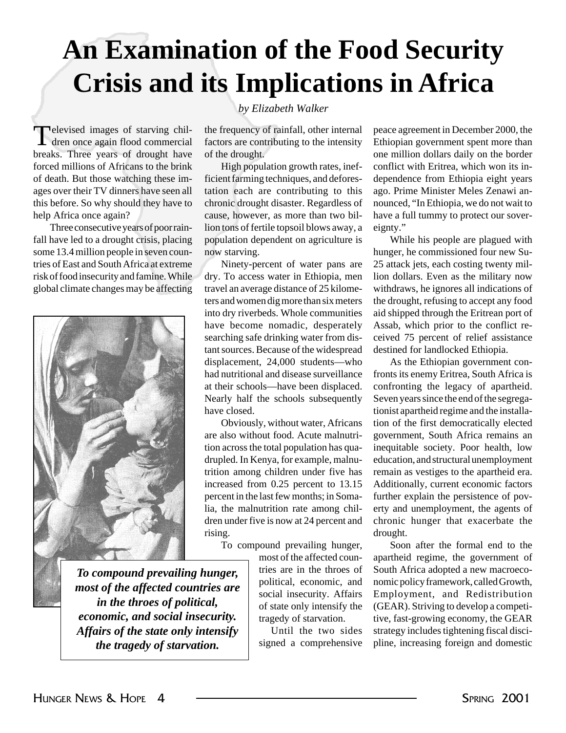# An Examination of the Food Security Crisis and its Implications in Africa

*by Elizabeth Walker*

Televised images of starving children once again flood commercial breaks. Three years of drought have forced millions of Africans to the brink of death. But those watching these images over their TV dinners have seen all this before. So why should they have to help Africa once again?

Three consecutive years of poor rainfall have led to a drought crisis, placing some 13.4 million people in seven countries of East and South Africa at extreme risk of food insecurity and famine. While global climate changes may be affecting the frequency of rainfall, other internal factors are contributing to the intensity of the drought.

High population growth rates, inefficient farming techniques, and deforestation each are contributing to this chronic drought disaster. Regardless of cause, however, as more than two billion tons of fertile topsoil blows away, a population dependent on agriculture is now starving.

Ninety-percent of water pans are dry. To access water in Ethiopia, men travel an average distance of 25 kilometers and women dig more than six meters into dry riverbeds. Whole communities have become nomadic, desperately searching safe drinking water from distant sources. Because of the widespread displacement, 24,000 students—who had nutritional and disease surveillance at their schools—have been displaced. Nearly half the schools subsequently have closed.

Obviously, without water, Africans are also without food. Acute malnutrition across the total population has quadrupled. In Kenya, for example, malnutrition among children under five has increased from 0.25 percent to 13.15 percent in the last few months; in Somalia, the malnutrition rate among children under five is now at 24 percent and rising.

To compound prevailing hunger, most of the affected countries are in the throes of political, economic, and social insecurity. Affairs of state only intensify the tragedy of starvation.

> ***To compound prevailing hunger, most of the affected countries are in the throes of political, economic, and social insecurity. Affairs of the state only intensify the tragedy of starvation.***

Until the two sides signed a comprehensive peace agreement in December 2000, the Ethiopian government spent more than one million dollars daily on the border conflict with Eritrea, which won its independence from Ethiopia eight years ago. Prime Minister Meles Zenawi announced, "In Ethiopia, we do not wait to have a full tummy to protect our sovereignty."

While his people are plagued with hunger, he commissioned four new Su-25 attack jets, each costing twenty million dollars. Even as the military now withdraws, he ignores all indications of the drought, refusing to accept any food aid shipped through the Eritrean port of Assab, which prior to the conflict received 75 percent of relief assistance destined for landlocked Ethiopia.

As the Ethiopian government confronts its enemy Eritrea, South Africa is confronting the legacy of apartheid. Seven years since the end of the segregationist apartheid regime and the installation of the first democratically elected government, South Africa remains an inequitable society. Poor health, low education, and structural unemployment remain as vestiges to the apartheid era. Additionally, current economic factors further explain the persistence of poverty and unemployment, the agents of chronic hunger that exacerbate the drought.

Soon after the formal end to the apartheid regime, the government of South Africa adopted a new macroeconomic policy framework, called Growth, Employment, and Redistribution (GEAR). Striving to develop a competitive, fast-growing economy, the GEAR strategy includes tightening fiscal discipline, increasing foreign and domestic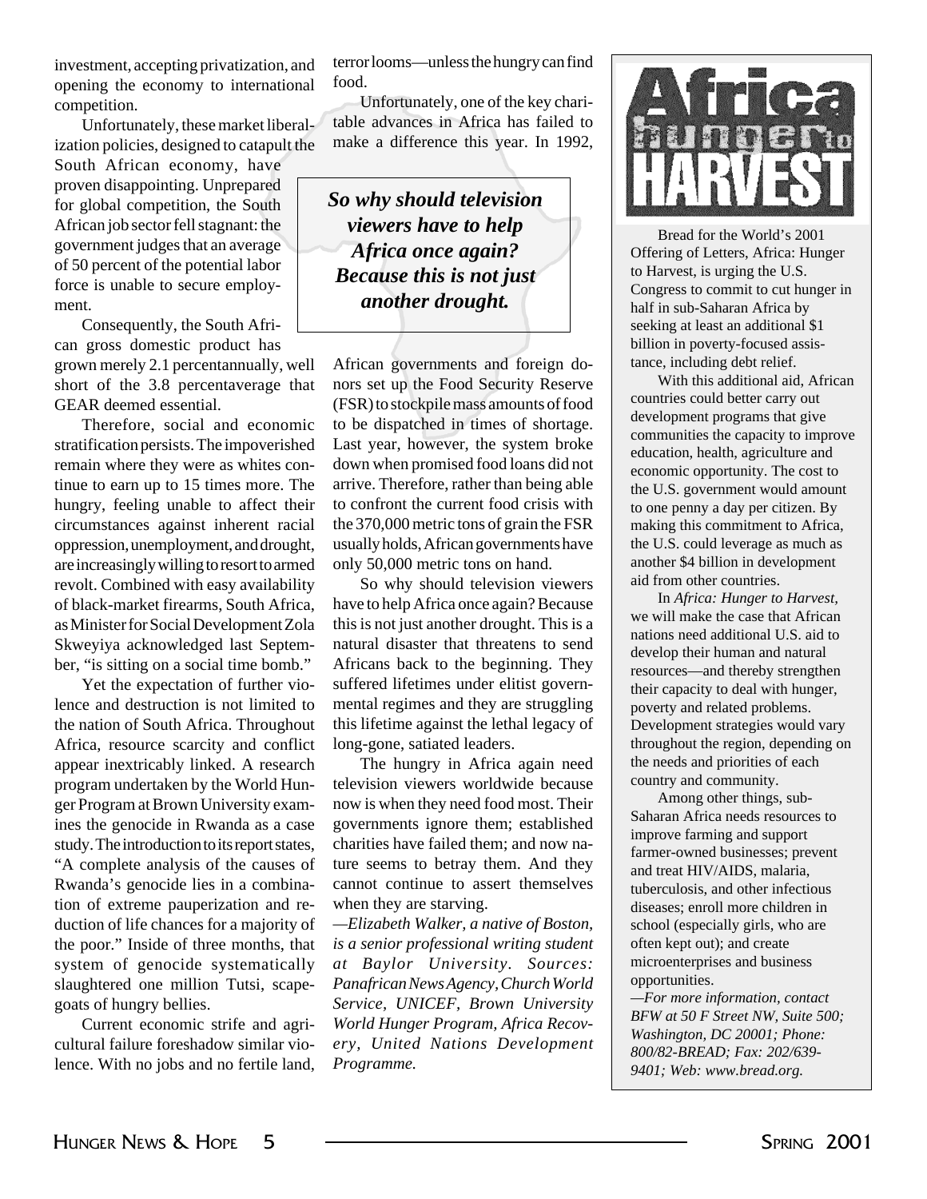investment, accepting privatization, and opening the economy to international competition.

Unfortunately, these market liberalization policies, designed to catapult the South African economy, have proven disappointing. Unprepared for global competition, the South African job sector fell stagnant: the government judges that an average of 50 percent of the potential labor force is unable to secure employment.

Consequently, the South African gross domestic product has grown merely 2.1 percentannually, well short of the 3.8 percentaverage that GEAR deemed essential.

Therefore, social and economic stratification persists. The impoverished remain where they were as whites continue to earn up to 15 times more. The hungry, feeling unable to affect their circumstances against inherent racial oppression, unemployment, and drought, are increasingly willing to resort to armed revolt. Combined with easy availability of black-market firearms, South Africa, as Minister for Social Development Zola Skweyiya acknowledged last September, "is sitting on a social time bomb."

Yet the expectation of further violence and destruction is not limited to the nation of South Africa. Throughout Africa, resource scarcity and conflict appear inextricably linked. A research program undertaken by the World Hunger Program at Brown University examines the genocide in Rwanda as a case study. The introduction to its report states, "A complete analysis of the causes of Rwanda's genocide lies in a combination of extreme pauperization and reduction of life chances for a majority of the poor." Inside of three months, that system of genocide systematically slaughtered one million Tutsi, scapegoats of hungry bellies.

Current economic strife and agricultural failure foreshadow similar violence. With no jobs and no fertile land, terror looms—unless the hungry can find food.

Unfortunately, one of the key charitable advances in Africa has failed to make a difference this year. In 1992, African governments and foreign donors set up the Food Security Reserve (FSR) to stockpile mass amounts of food to be dispatched in times of shortage. Last year, however, the system broke down when promised food loans did not arrive. Therefore, rather than being able to confront the current food crisis with the 370,000 metric tons of grain the FSR usually holds, African governments have only 50,000 metric tons on hand.

> ***So why should television viewers have to help Africa once again? Because this is not just another drought.***

So why should television viewers have to help Africa once again? Because this is not just another drought. This is a natural disaster that threatens to send Africans back to the beginning. They suffered lifetimes under elitist governmental regimes and they are struggling this lifetime against the lethal legacy of long-gone, satiated leaders.

The hungry in Africa again need television viewers worldwide because now is when they need food most. Their governments ignore them; established charities have failed them; and now nature seems to betray them. And they cannot continue to assert themselves when they are starving.

*—Elizabeth Walker, a native of Boston, is a senior professional writing student at Baylor University. Sources: Panafrican News Agency, Church World Service, UNICEF, Brown University World Hunger Program, Africa Recovery, United Nations Development Programme.*

---

## Africa: Hunger to HARVEST

Bread for the World's 2001 Offering of Letters, Africa: Hunger to Harvest, is urging the U.S. Congress to commit to cut hunger in half in sub-Saharan Africa by seeking at least an additional $1 billion in poverty-focused assistance, including debt relief.

With this additional aid, African countries could better carry out development programs that give communities the capacity to improve education, health, agriculture and economic opportunity. The cost to the U.S. government would amount to one penny a day per citizen. By making this commitment to Africa, the U.S. could leverage as much as another $4 billion in development aid from other countries.

In *Africa: Hunger to Harvest,* we will make the case that African nations need additional U.S. aid to develop their human and natural resources—and thereby strengthen their capacity to deal with hunger, poverty and related problems. Development strategies would vary throughout the region, depending on the needs and priorities of each country and community.

Among other things, sub-Saharan Africa needs resources to improve farming and support farmer-owned businesses; prevent and treat HIV/AIDS, malaria, tuberculosis, and other infectious diseases; enroll more children in school (especially girls, who are often kept out); and create microenterprises and business opportunities.

*—For more information, contact BFW at 50 F Street NW, Suite 500; Washington, DC 20001; Phone: 800/82-BREAD; Fax: 202/639-9401; Web: www.bread.org.*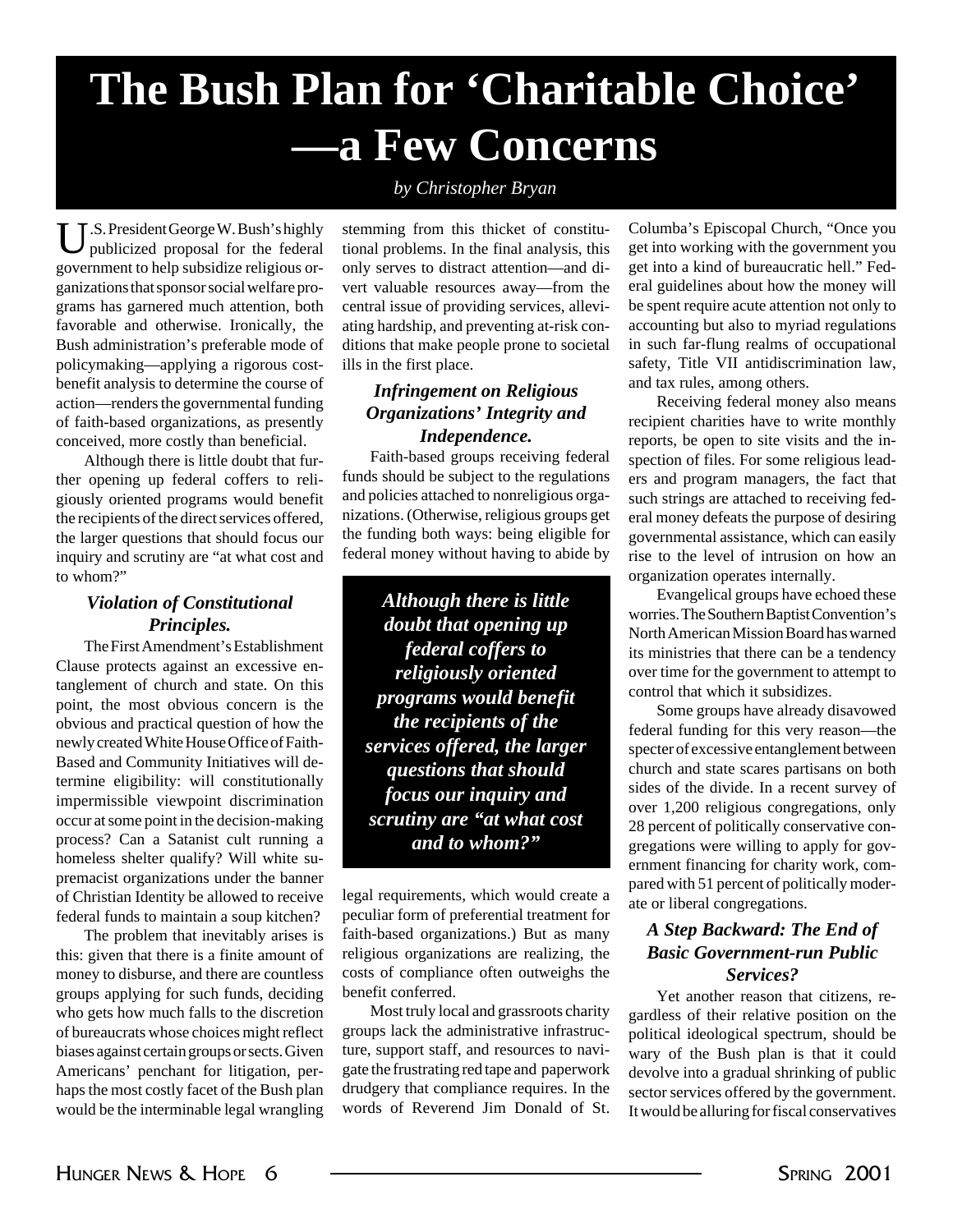# The Bush Plan for 'Charitable Choice' —a Few Concerns

*by Christopher Bryan*

U.S. President George W. Bush's highly publicized proposal for the federal government to help subsidize religious organizations that sponsor social welfare programs has garnered much attention, both favorable and otherwise. Ironically, the Bush administration's preferable mode of policymaking—applying a rigorous cost-benefit analysis to determine the course of action—renders the governmental funding of faith-based organizations, as presently conceived, more costly than beneficial.

Although there is little doubt that further opening up federal coffers to religiously oriented programs would benefit the recipients of the direct services offered, the larger questions that should focus our inquiry and scrutiny are "at what cost and to whom?"

### *Violation of Constitutional Principles.*

The First Amendment's Establishment Clause protects against an excessive entanglement of church and state. On this point, the most obvious concern is the obvious and practical question of how the newly created White House Office of Faith-Based and Community Initiatives will determine eligibility: will constitutionally impermissible viewpoint discrimination occur at some point in the decision-making process? Can a Satanist cult running a homeless shelter qualify? Will white supremacist organizations under the banner of Christian Identity be allowed to receive federal funds to maintain a soup kitchen?

The problem that inevitably arises is this: given that there is a finite amount of money to disburse, and there are countless groups applying for such funds, deciding who gets how much falls to the discretion of bureaucrats whose choices might reflect biases against certain groups or sects. Given Americans' penchant for litigation, perhaps the most costly facet of the Bush plan would be the interminable legal wrangling stemming from this thicket of constitutional problems. In the final analysis, this only serves to distract attention—and divert valuable resources away—from the central issue of providing services, alleviating hardship, and preventing at-risk conditions that make people prone to societal ills in the first place.

### *Infringement on Religious Organizations' Integrity and Independence.*

Faith-based groups receiving federal funds should be subject to the regulations and policies attached to nonreligious organizations. (Otherwise, religious groups get the funding both ways: being eligible for federal money without having to abide by legal requirements, which would create a peculiar form of preferential treatment for faith-based organizations.) But as many religious organizations are realizing, the costs of compliance often outweighs the benefit conferred.

> ***Although there is little doubt that opening up federal coffers to religiously oriented programs would benefit the recipients of the services offered, the larger questions that should focus our inquiry and scrutiny are "at what cost and to whom?"***

Most truly local and grassroots charity groups lack the administrative infrastructure, support staff, and resources to navigate the frustrating red tape and paperwork drudgery that compliance requires. In the words of Reverend Jim Donald of St. Columba's Episcopal Church, "Once you get into working with the government you get into a kind of bureaucratic hell." Federal guidelines about how the money will be spent require acute attention not only to accounting but also to myriad regulations in such far-flung realms of occupational safety, Title VII antidiscrimination law, and tax rules, among others.

Receiving federal money also means recipient charities have to write monthly reports, be open to site visits and the inspection of files. For some religious leaders and program managers, the fact that such strings are attached to receiving federal money defeats the purpose of desiring governmental assistance, which can easily rise to the level of intrusion on how an organization operates internally.

Evangelical groups have echoed these worries. The Southern Baptist Convention's North American Mission Board has warned its ministries that there can be a tendency over time for the government to attempt to control that which it subsidizes.

Some groups have already disavowed federal funding for this very reason—the specter of excessive entanglement between church and state scares partisans on both sides of the divide. In a recent survey of over 1,200 religious congregations, only 28 percent of politically conservative congregations were willing to apply for government financing for charity work, compared with 51 percent of politically moderate or liberal congregations.

### *A Step Backward: The End of Basic Government-run Public Services?*

Yet another reason that citizens, regardless of their relative position on the political ideological spectrum, should be wary of the Bush plan is that it could devolve into a gradual shrinking of public sector services offered by the government. It would be alluring for fiscal conservatives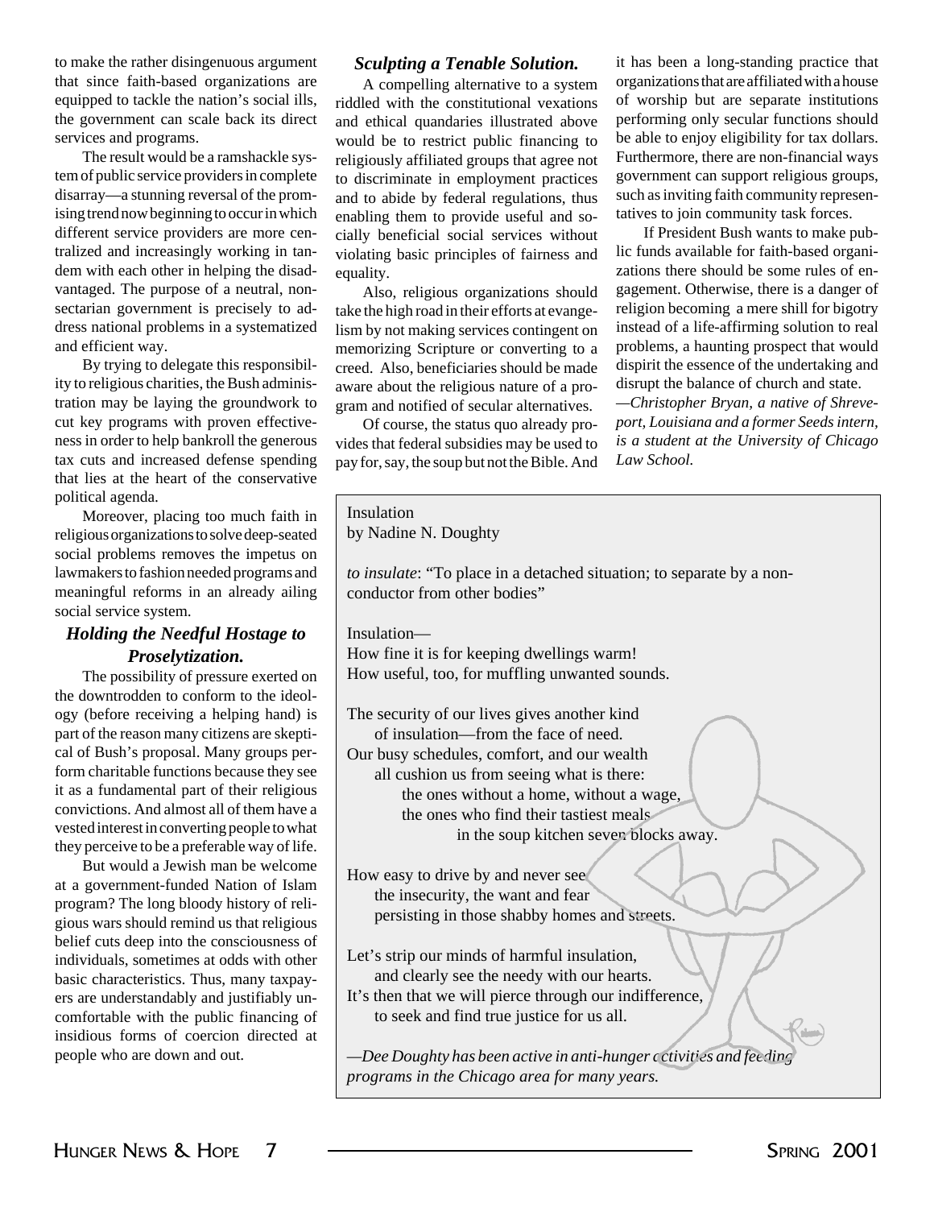to make the rather disingenuous argument that since faith-based organizations are equipped to tackle the nation's social ills, the government can scale back its direct services and programs.

The result would be a ramshackle system of public service providers in complete disarray—a stunning reversal of the promising trend now beginning to occur in which different service providers are more centralized and increasingly working in tandem with each other in helping the disadvantaged. The purpose of a neutral, nonsectarian government is precisely to address national problems in a systematized and efficient way.

By trying to delegate this responsibility to religious charities, the Bush administration may be laying the groundwork to cut key programs with proven effectiveness in order to help bankroll the generous tax cuts and increased defense spending that lies at the heart of the conservative political agenda.

Moreover, placing too much faith in religious organizations to solve deep-seated social problems removes the impetus on lawmakers to fashion needed programs and meaningful reforms in an already ailing social service system.

### *Holding the Needful Hostage to Proselytization.*

The possibility of pressure exerted on the downtrodden to conform to the ideology (before receiving a helping hand) is part of the reason many citizens are skeptical of Bush's proposal. Many groups perform charitable functions because they see it as a fundamental part of their religious convictions. And almost all of them have a vested interest in converting people to what they perceive to be a preferable way of life.

But would a Jewish man be welcome at a government-funded Nation of Islam program? The long bloody history of religious wars should remind us that religious belief cuts deep into the consciousness of individuals, sometimes at odds with other basic characteristics. Thus, many taxpayers are understandably and justifiably uncomfortable with the public financing of insidious forms of coercion directed at people who are down and out.

### *Sculpting a Tenable Solution.*

A compelling alternative to a system riddled with the constitutional vexations and ethical quandaries illustrated above would be to restrict public financing to religiously affiliated groups that agree not to discriminate in employment practices and to abide by federal regulations, thus enabling them to provide useful and socially beneficial social services without violating basic principles of fairness and equality.

Also, religious organizations should take the high road in their efforts at evangelism by not making services contingent on memorizing Scripture or converting to a creed. Also, beneficiaries should be made aware about the religious nature of a program and notified of secular alternatives.

Of course, the status quo already provides that federal subsidies may be used to pay for, say, the soup but not the Bible. And it has been a long-standing practice that organizations that are affiliated with a house of worship but are separate institutions performing only secular functions should be able to enjoy eligibility for tax dollars. Furthermore, there are non-financial ways government can support religious groups, such as inviting faith community representatives to join community task forces.

If President Bush wants to make public funds available for faith-based organizations there should be some rules of engagement. Otherwise, there is a danger of religion becoming a mere shill for bigotry instead of a life-affirming solution to real problems, a haunting prospect that would dispirit the essence of the undertaking and disrupt the balance of church and state.

*—Christopher Bryan, a native of Shreveport, Louisiana and a former Seeds intern, is a student at the University of Chicago Law School.*

---

Insulation
by Nadine N. Doughty

*to insulate*: "To place in a detached situation; to separate by a non-conductor from other bodies"

Insulation—
How fine it is for keeping dwellings warm!
How useful, too, for muffling unwanted sounds.

The security of our lives gives another kind
of insulation—from the face of need.
Our busy schedules, comfort, and our wealth
all cushion us from seeing what is there:
the ones without a home, without a wage,
the ones who find their tastiest meals
in the soup kitchen seven blocks away.

How easy to drive by and never see
the insecurity, the want and fear
persisting in those shabby homes and streets.

Let's strip our minds of harmful insulation,
and clearly see the needy with our hearts.
It's then that we will pierce through our indifference,
to seek and find true justice for us all.

*—Dee Doughty has been active in anti-hunger activities and feeding programs in the Chicago area for many years.*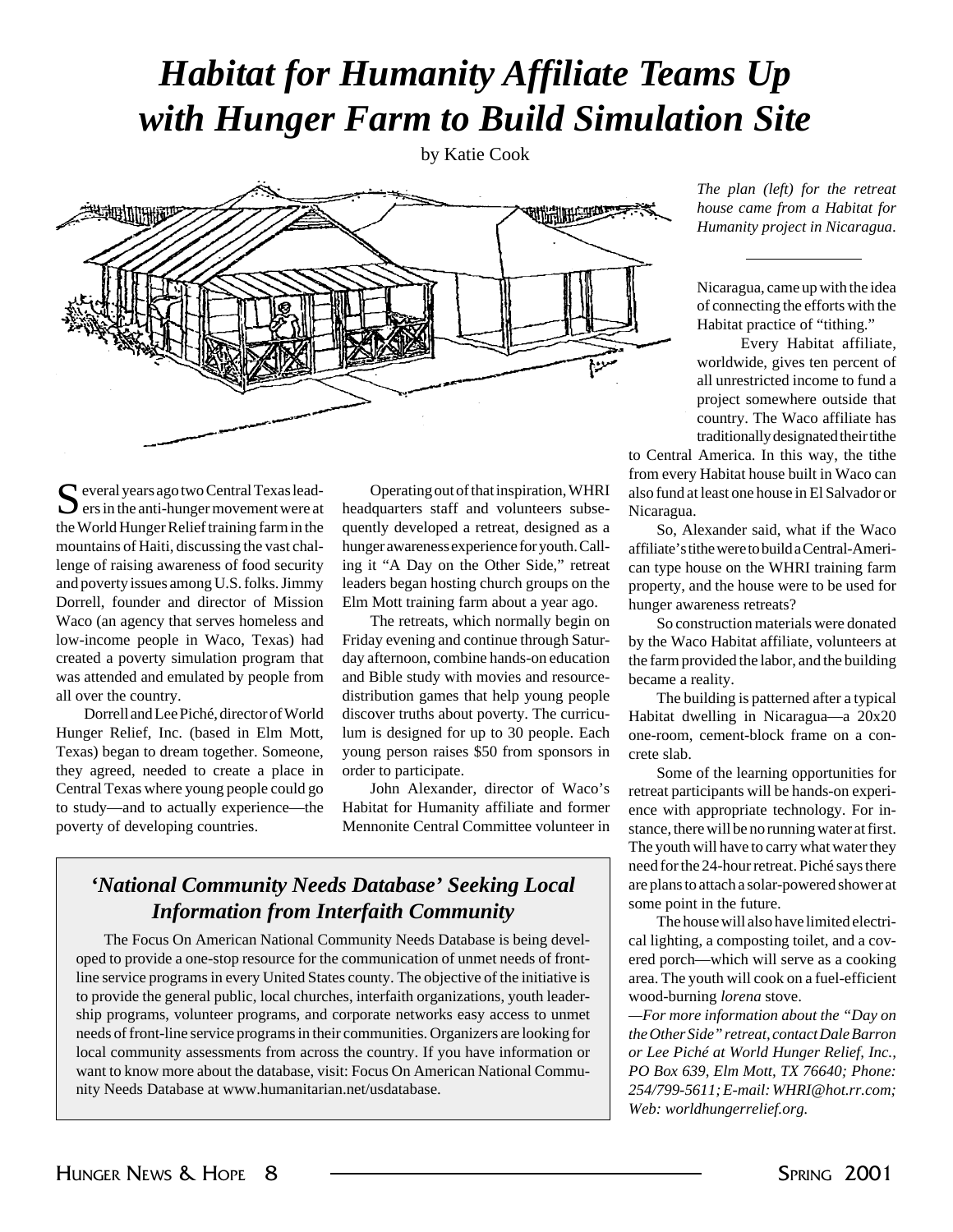# *Habitat for Humanity Affiliate Teams Up with Hunger Farm to Build Simulation Site*

by Katie Cook

*The plan (left) for the retreat house came from a Habitat for Humanity project in Nicaragua.*

Several years ago two Central Texas leaders in the anti-hunger movement were at the World Hunger Relief training farm in the mountains of Haiti, discussing the vast challenge of raising awareness of food security and poverty issues among U.S. folks. Jimmy Dorrell, founder and director of Mission Waco (an agency that serves homeless and low-income people in Waco, Texas) had created a poverty simulation program that was attended and emulated by people from all over the country.

Dorrell and Lee Piché, director of World Hunger Relief, Inc. (based in Elm Mott, Texas) began to dream together. Someone, they agreed, needed to create a place in Central Texas where young people could go to study—and to actually experience—the poverty of developing countries.

Operating out of that inspiration, WHRI headquarters staff and volunteers subsequently developed a retreat, designed as a hunger awareness experience for youth. Calling it "A Day on the Other Side," retreat leaders began hosting church groups on the Elm Mott training farm about a year ago.

The retreats, which normally begin on Friday evening and continue through Saturday afternoon, combine hands-on education and Bible study with movies and resource-distribution games that help young people discover truths about poverty. The curriculum is designed for up to 30 people. Each young person raises $50 from sponsors in order to participate.

John Alexander, director of Waco's Habitat for Humanity affiliate and former Mennonite Central Committee volunteer in Nicaragua, came up with the idea of connecting the efforts with the Habitat practice of "tithing."

Every Habitat affiliate, worldwide, gives ten percent of all unrestricted income to fund a project somewhere outside that country. The Waco affiliate has traditionally designated their tithe to Central America. In this way, the tithe from every Habitat house built in Waco can also fund at least one house in El Salvador or Nicaragua.

So, Alexander said, what if the Waco affiliate's tithe were to build a Central-American type house on the WHRI training farm property, and the house were to be used for hunger awareness retreats?

So construction materials were donated by the Waco Habitat affiliate, volunteers at the farm provided the labor, and the building became a reality.

The building is patterned after a typical Habitat dwelling in Nicaragua—a 20x20 one-room, cement-block frame on a concrete slab.

Some of the learning opportunities for retreat participants will be hands-on experience with appropriate technology. For instance, there will be no running water at first. The youth will have to carry what water they need for the 24-hour retreat. Piché says there are plans to attach a solar-powered shower at some point in the future.

The house will also have limited electrical lighting, a composting toilet, and a covered porch—which will serve as a cooking area. The youth will cook on a fuel-efficient wood-burning *lorena* stove.

*—For more information about the "Day on the Other Side" retreat, contact Dale Barron or Lee Piché at World Hunger Relief, Inc., PO Box 639, Elm Mott, TX 76640; Phone: 254/799-5611; E-mail: WHRI@hot.rr.com; Web: worldhungerrelief.org.*

## *'National Community Needs Database' Seeking Local Information from Interfaith Community*

The Focus On American National Community Needs Database is being developed to provide a one-stop resource for the communication of unmet needs of front-line service programs in every United States county. The objective of the initiative is to provide the general public, local churches, interfaith organizations, youth leadership programs, volunteer programs, and corporate networks easy access to unmet needs of front-line service programs in their communities. Organizers are looking for local community assessments from across the country. If you have information or want to know more about the database, visit: Focus On American National Community Needs Database at www.humanitarian.net/usdatabase.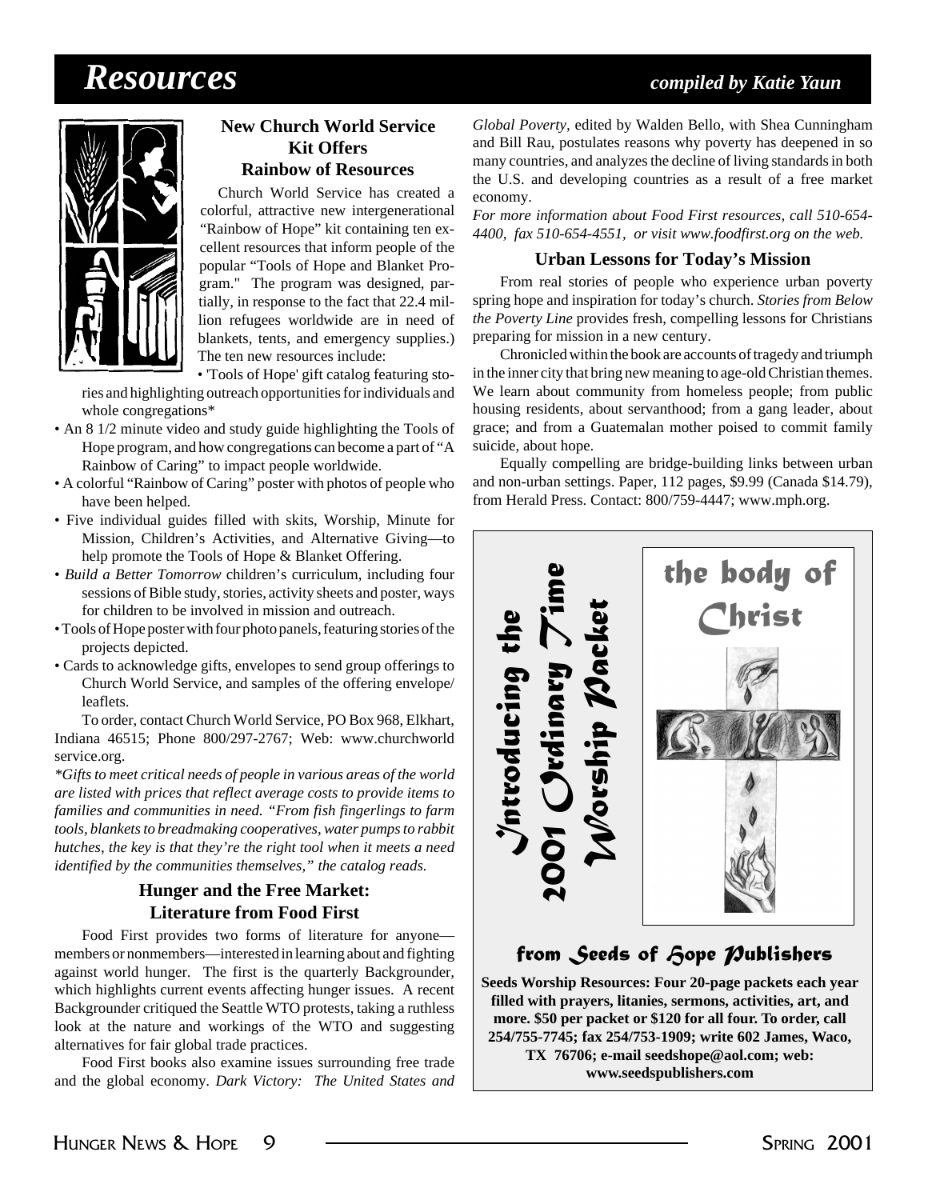# Resources

*compiled by Katie Yaun*

### New Church World Service Kit Offers Rainbow of Resources

Church World Service has created a colorful, attractive new intergenerational "Rainbow of Hope" kit containing ten excellent resources that inform people of the popular "Tools of Hope and Blanket Program." The program was designed, partially, in response to the fact that 22.4 million refugees worldwide are in need of blankets, tents, and emergency supplies.) The ten new resources include:

- 'Tools of Hope' gift catalog featuring stories and highlighting outreach opportunities for individuals and whole congregations*
- An 8 1/2 minute video and study guide highlighting the Tools of Hope program, and how congregations can become a part of "A Rainbow of Caring" to impact people worldwide.
- A colorful "Rainbow of Caring" poster with photos of people who have been helped.
- Five individual guides filled with skits, Worship, Minute for Mission, Children's Activities, and Alternative Giving—to help promote the Tools of Hope & Blanket Offering.
- *Build a Better Tomorrow* children's curriculum, including four sessions of Bible study, stories, activity sheets and poster, ways for children to be involved in mission and outreach.
- Tools of Hope poster with four photo panels, featuring stories of the projects depicted.
- Cards to acknowledge gifts, envelopes to send group offerings to Church World Service, and samples of the offering envelope/leaflets.

To order, contact Church World Service, PO Box 968, Elkhart, Indiana 46515; Phone 800/297-2767; Web: www.churchworldservice.org.

*\*Gifts to meet critical needs of people in various areas of the world are listed with prices that reflect average costs to provide items to families and communities in need. "From fish fingerlings to farm tools, blankets to breadmaking cooperatives, water pumps to rabbit hutches, the key is that they're the right tool when it meets a need identified by the communities themselves," the catalog reads.*

### Hunger and the Free Market: Literature from Food First

Food First provides two forms of literature for anyone—members or nonmembers—interested in learning about and fighting against world hunger. The first is the quarterly Backgrounder, which highlights current events affecting hunger issues. A recent Backgrounder critiqued the Seattle WTO protests, taking a ruthless look at the nature and workings of the WTO and suggesting alternatives for fair global trade practices.

Food First books also examine issues surrounding free trade and the global economy. *Dark Victory: The United States and Global Poverty,* edited by Walden Bello, with Shea Cunningham and Bill Rau, postulates reasons why poverty has deepened in so many countries, and analyzes the decline of living standards in both the U.S. and developing countries as a result of a free market economy.

*For more information about Food First resources, call 510-654-4400, fax 510-654-4551, or visit www.foodfirst.org on the web.*

### Urban Lessons for Today's Mission

From real stories of people who experience urban poverty spring hope and inspiration for today's church. *Stories from Below the Poverty Line* provides fresh, compelling lessons for Christians preparing for mission in a new century.

Chronicled within the book are accounts of tragedy and triumph in the inner city that bring new meaning to age-old Christian themes. We learn about community from homeless people; from public housing residents, about servanthood; from a gang leader, about grace; and from a Guatemalan mother poised to commit family suicide, about hope.

Equally compelling are bridge-building links between urban and non-urban settings. Paper, 112 pages, $9.99 (Canada $14.79), from Herald Press. Contact: 800/759-4447; www.mph.org.

---

**Introducing the 2001 Ordinary Time Worship Packet**

**the body of Christ**

**from Seeds of Hope Publishers**

**Seeds Worship Resources: Four 20-page packets each year filled with prayers, litanies, sermons, activities, art, and more. $50 per packet or $120 for all four. To order, call 254/755-7745; fax 254/753-1909; write 602 James, Waco, TX 76706; e-mail seedshope@aol.com; web: www.seedspublishers.com**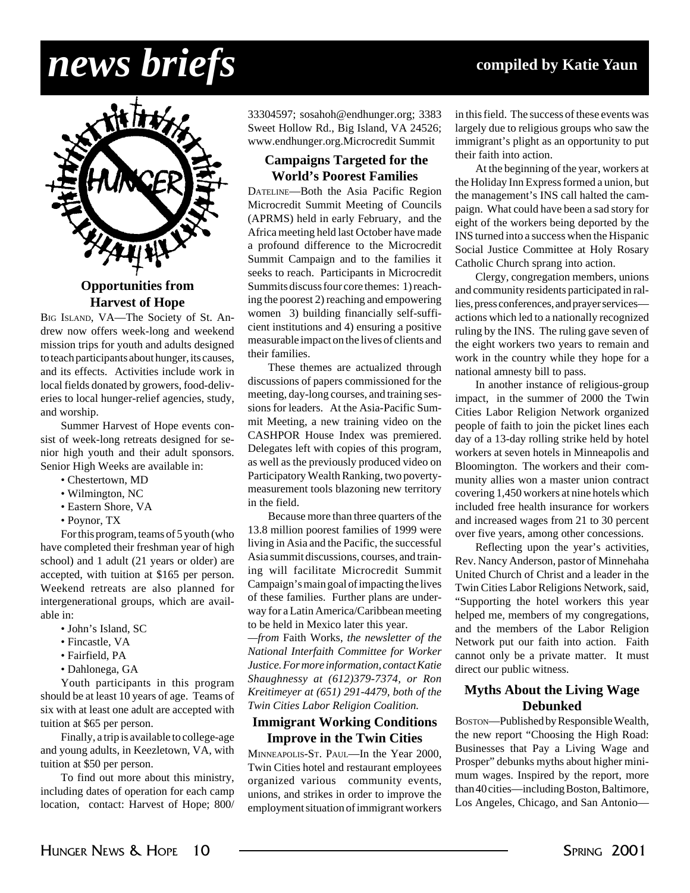# news briefs

compiled by Katie Yaun

## Opportunities from Harvest of Hope

BIG ISLAND, VA—The Society of St. Andrew now offers week-long and weekend mission trips for youth and adults designed to teach participants about hunger, its causes, and its effects. Activities include work in local fields donated by growers, food-deliveries to local hunger-relief agencies, study, and worship.

Summer Harvest of Hope events consist of week-long retreats designed for senior high youth and their adult sponsors. Senior High Weeks are available in:

- Chestertown, MD
- Wilmington, NC
- Eastern Shore, VA
- Poynor, TX

For this program, teams of 5 youth (who have completed their freshman year of high school) and 1 adult (21 years or older) are accepted, with tuition at $165 per person. Weekend retreats are also planned for intergenerational groups, which are available in:

- John's Island, SC
- Fincastle, VA
- Fairfield, PA
- Dahlonega, GA

Youth participants in this program should be at least 10 years of age. Teams of six with at least one adult are accepted with tuition at $65 per person.

Finally, a trip is available to college-age and young adults, in Keezletown, VA, with tuition at $50 per person.

To find out more about this ministry, including dates of operation for each camp location, contact: Harvest of Hope; 800/33304597; sosahoh@endhunger.org; 3383 Sweet Hollow Rd., Big Island, VA 24526; www.endhunger.org.Microcredit Summit

## Campaigns Targeted for the World's Poorest Families

DATELINE—Both the Asia Pacific Region Microcredit Summit Meeting of Councils (APRMS) held in early February, and the Africa meeting held last October have made a profound difference to the Microcredit Summit Campaign and to the families it seeks to reach. Participants in Microcredit Summits discuss four core themes: 1) reaching the poorest 2) reaching and empowering women 3) building financially self-sufficient institutions and 4) ensuring a positive measurable impact on the lives of clients and their families.

These themes are actualized through discussions of papers commissioned for the meeting, day-long courses, and training sessions for leaders. At the Asia-Pacific Summit Meeting, a new training video on the CASHPOR House Index was premiered. Delegates left with copies of this program, as well as the previously produced video on Participatory Wealth Ranking, two poverty-measurement tools blazoning new territory in the field.

Because more than three quarters of the 13.8 million poorest families of 1999 were living in Asia and the Pacific, the successful Asia summit discussions, courses, and training will facilitate Microcredit Summit Campaign's main goal of impacting the lives of these families. Further plans are underway for a Latin America/Caribbean meeting to be held in Mexico later this year.

*—from* Faith Works, *the newsletter of the National Interfaith Committee for Worker Justice. For more information, contact Katie Shaughnessy at (612)379-7374, or Ron Kreitimeyer at (651) 291-4479, both of the Twin Cities Labor Religion Coalition.*

## Immigrant Working Conditions Improve in the Twin Cities

MINNEAPOLIS-ST. PAUL—In the Year 2000, Twin Cities hotel and restaurant employees organized various community events, unions, and strikes in order to improve the employment situation of immigrant workers in this field. The success of these events was largely due to religious groups who saw the immigrant's plight as an opportunity to put their faith into action.

At the beginning of the year, workers at the Holiday Inn Express formed a union, but the management's INS call halted the campaign. What could have been a sad story for eight of the workers being deported by the INS turned into a success when the Hispanic Social Justice Committee at Holy Rosary Catholic Church sprang into action.

Clergy, congregation members, unions and community residents participated in rallies, press conferences, and prayer services—actions which led to a nationally recognized ruling by the INS. The ruling gave seven of the eight workers two years to remain and work in the country while they hope for a national amnesty bill to pass.

In another instance of religious-group impact, in the summer of 2000 the Twin Cities Labor Religion Network organized people of faith to join the picket lines each day of a 13-day rolling strike held by hotel workers at seven hotels in Minneapolis and Bloomington. The workers and their community allies won a master union contract covering 1,450 workers at nine hotels which included free health insurance for workers and increased wages from 21 to 30 percent over five years, among other concessions.

Reflecting upon the year's activities, Rev. Nancy Anderson, pastor of Minnehaha United Church of Christ and a leader in the Twin Cities Labor Religions Network, said, "Supporting the hotel workers this year helped me, members of my congregations, and the members of the Labor Religion Network put our faith into action. Faith cannot only be a private matter. It must direct our public witness.

## Myths About the Living Wage Debunked

BOSTON—Published by Responsible Wealth, the new report "Choosing the High Road: Businesses that Pay a Living Wage and Prosper" debunks myths about higher minimum wages. Inspired by the report, more than 40 cities—including Boston, Baltimore, Los Angeles, Chicago, and San Antonio—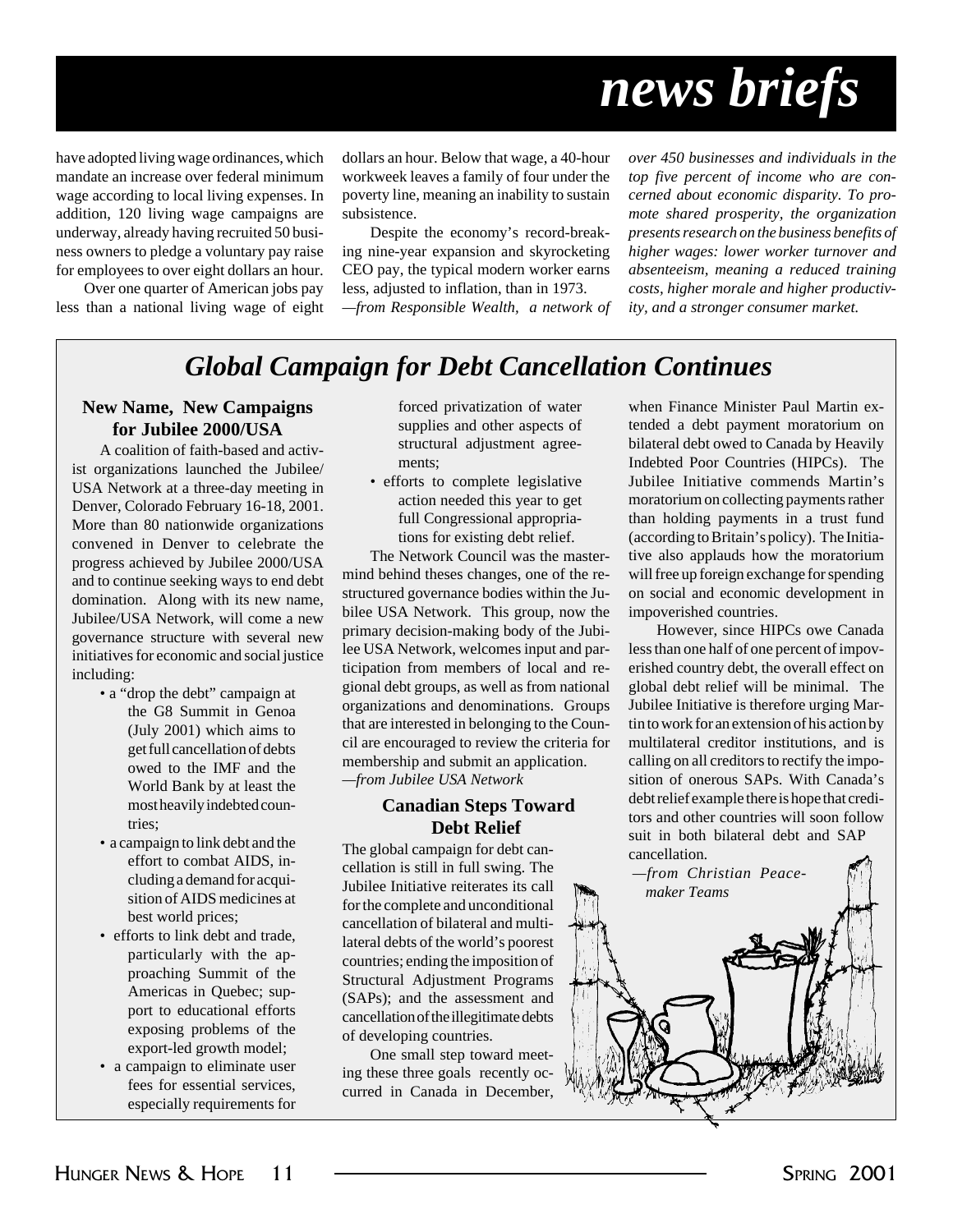have adopted living wage ordinances, which mandate an increase over federal minimum wage according to local living expenses. In addition, 120 living wage campaigns are underway, already having recruited 50 business owners to pledge a voluntary pay raise for employees to over eight dollars an hour.

Over one quarter of American jobs pay less than a national living wage of eight dollars an hour. Below that wage, a 40-hour workweek leaves a family of four under the poverty line, meaning an inability to sustain subsistence.

Despite the economy's record-breaking nine-year expansion and skyrocketing CEO pay, the typical modern worker earns less, adjusted to inflation, than in 1973.

*—from Responsible Wealth, a network of over 450 businesses and individuals in the top five percent of income who are concerned about economic disparity. To promote shared prosperity, the organization presents research on the business benefits of higher wages: lower worker turnover and absenteeism, meaning a reduced training costs, higher morale and higher productivity, and a stronger consumer market.*

## Global Campaign for Debt Cancellation Continues

### New Name, New Campaigns for Jubilee 2000/USA

A coalition of faith-based and activist organizations launched the Jubilee/USA Network at a three-day meeting in Denver, Colorado February 16-18, 2001. More than 80 nationwide organizations convened in Denver to celebrate the progress achieved by Jubilee 2000/USA and to continue seeking ways to end debt domination. Along with its new name, Jubilee/USA Network, will come a new governance structure with several new initiatives for economic and social justice including:

- a "drop the debt" campaign at the G8 Summit in Genoa (July 2001) which aims to get full cancellation of debts owed to the IMF and the World Bank by at least the most heavily indebted countries;
- a campaign to link debt and the effort to combat AIDS, including a demand for acquisition of AIDS medicines at best world prices;
- efforts to link debt and trade, particularly with the approaching Summit of the Americas in Quebec; support to educational efforts exposing problems of the export-led growth model;
- a campaign to eliminate user fees for essential services, especially requirements for forced privatization of water supplies and other aspects of structural adjustment agreements;
- efforts to complete legislative action needed this year to get full Congressional appropriations for existing debt relief.

The Network Council was the mastermind behind theses changes, one of the restructured governance bodies within the Jubilee USA Network. This group, now the primary decision-making body of the Jubilee USA Network, welcomes input and participation from members of local and regional debt groups, as well as from national organizations and denominations. Groups that are interested in belonging to the Council are encouraged to review the criteria for membership and submit an application.

*—from Jubilee USA Network*

### Canadian Steps Toward Debt Relief

The global campaign for debt cancellation is still in full swing. The Jubilee Initiative reiterates its call for the complete and unconditional cancellation of bilateral and multilateral debts of the world's poorest countries; ending the imposition of Structural Adjustment Programs (SAPs); and the assessment and cancellation of the illegitimate debts of developing countries.

One small step toward meeting these three goals recently occurred in Canada in December, when Finance Minister Paul Martin extended a debt payment moratorium on bilateral debt owed to Canada by Heavily Indebted Poor Countries (HIPCs). The Jubilee Initiative commends Martin's moratorium on collecting payments rather than holding payments in a trust fund (according to Britain's policy). The Initiative also applauds how the moratorium will free up foreign exchange for spending on social and economic development in impoverished countries.

However, since HIPCs owe Canada less than one half of one percent of impoverished country debt, the overall effect on global debt relief will be minimal. The Jubilee Initiative is therefore urging Martin to work for an extension of his action by multilateral creditor institutions, and is calling on all creditors to rectify the imposition of onerous SAPs. With Canada's debt relief example there is hope that creditors and other countries will soon follow suit in both bilateral debt and SAP cancellation.

*—from Christian Peacemaker Teams*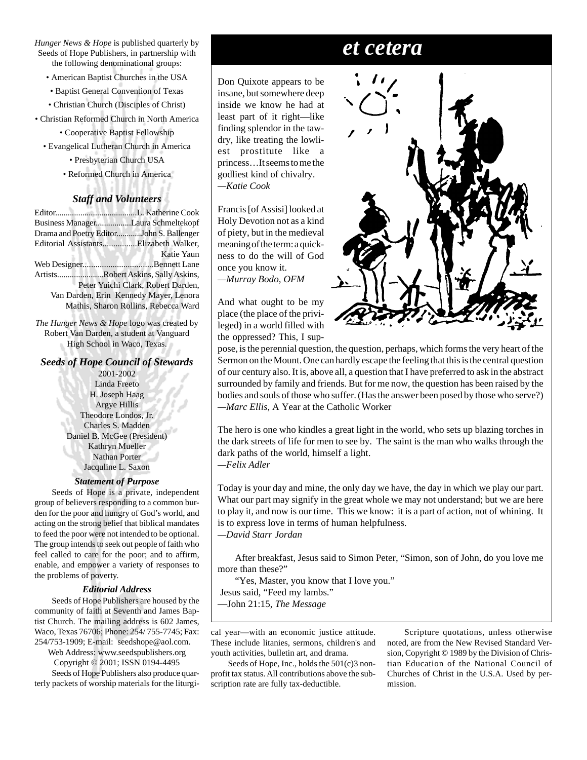*Hunger News & Hope* is published quarterly by Seeds of Hope Publishers, in partnership with the following denominational groups:

- American Baptist Churches in the USA
- Baptist General Convention of Texas
- Christian Church (Disciples of Christ)
- Christian Reformed Church in North America
- Cooperative Baptist Fellowship
- Evangelical Lutheran Church in America
- Presbyterian Church USA
- Reformed Church in America

### *Staff and Volunteers*

Editor.......................................L. Katherine Cook
Business Manager.................Laura Schmeltekopf
Drama and Poetry Editor............John S. Ballenger
Editorial Assistants................Elizabeth Walker, Katie Yaun
Web Designer.................................Bennett Lane
Artists......................Robert Askins, Sally Askins, Peter Yuichi Clark, Robert Darden, Van Darden, Erin Kennedy Mayer, Lenora Mathis, Sharon Rollins, Rebecca Ward

*The Hunger News & Hope* logo was created by Robert Van Darden, a student at Vanguard High School in Waco, Texas.

### *Seeds of Hope Council of Stewards*

2001-2002
Linda Freeto
H. Joseph Haag
Argye Hillis
Theodore Londos, Jr.
Charles S. Madden
Daniel B. McGee (President)
Kathryn Mueller
Nathan Porter
Jacquline L. Saxon

### *Statement of Purpose*

Seeds of Hope is a private, independent group of believers responding to a common burden for the poor and hungry of God's world, and acting on the strong belief that biblical mandates to feed the poor were not intended to be optional. The group intends to seek out people of faith who feel called to care for the poor; and to affirm, enable, and empower a variety of responses to the problems of poverty.

### *Editorial Address*

Seeds of Hope Publishers are housed by the community of faith at Seventh and James Baptist Church. The mailing address is 602 James, Waco, Texas 76706; Phone: 254/ 755-7745; Fax: 254/753-1909; E-mail: seedshope@aol.com.

Web Address: www.seedspublishers.org

Copyright © 2001; ISSN 0194-4495

Seeds of Hope Publishers also produce quarterly packets of worship materials for the liturgical year—with an economic justice attitude. These include litanies, sermons, children's and youth activities, bulletin art, and drama.

Seeds of Hope, Inc., holds the 501(c)3 non-profit tax status. All contributions above the subscription rate are fully tax-deductible.

Scripture quotations, unless otherwise noted, are from the New Revised Standard Version, Copyright © 1989 by the Division of Christian Education of the National Council of Churches of Christ in the U.S.A. Used by permission.

# *et cetera*

Don Quixote appears to be insane, but somewhere deep inside we know he had at least part of it right—like finding splendor in the tawdry, like treating the lowliest prostitute like a princess…It seems to me the godliest kind of chivalry.
—*Katie Cook*

Francis [of Assisi] looked at Holy Devotion not as a kind of piety, but in the medieval meaning of the term: a quickness to do the will of God once you know it.
—*Murray Bodo, OFM*

And what ought to be my place (the place of the privileged) in a world filled with the oppressed? This, I suppose, is the perennial question, the question, perhaps, which forms the very heart of the Sermon on the Mount. One can hardly escape the feeling that this is the central question of our century also. It is, above all, a question that I have preferred to ask in the abstract surrounded by family and friends. But for me now, the question has been raised by the bodies and souls of those who suffer. (Has the answer been posed by those who serve?)
—*Marc Ellis,* A Year at the Catholic Worker

The hero is one who kindles a great light in the world, who sets up blazing torches in the dark streets of life for men to see by. The saint is the man who walks through the dark paths of the world, himself a light.
—*Felix Adler*

Today is your day and mine, the only day we have, the day in which we play our part. What our part may signify in the great whole we may not understand; but we are here to play it, and now is our time. This we know: it is a part of action, not of whining. It is to express love in terms of human helpfulness.
—*David Starr Jordan*

After breakfast, Jesus said to Simon Peter, "Simon, son of John, do you love me more than these?"

"Yes, Master, you know that I love you."

Jesus said, "Feed my lambs."

—John 21:15, *The Message*